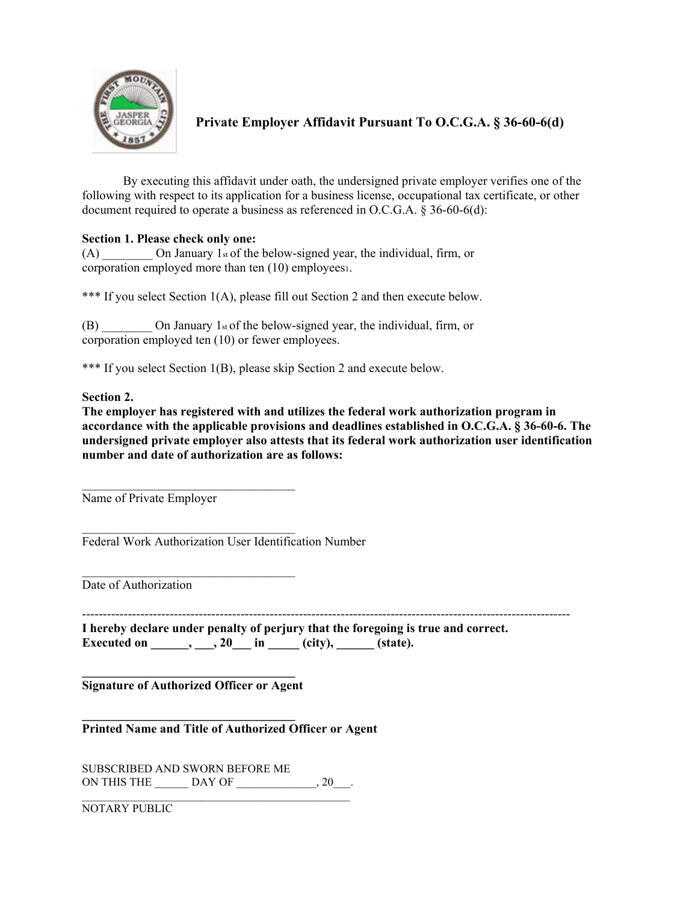## Private Employer Affidavit Pursuant To O.C.G.A. § 36-60-6(d)

By executing this affidavit under oath, the undersigned private employer verifies one of the following with respect to its application for a business license, occupational tax certificate, or other document required to operate a business as referenced in O.C.G.A. § 36-60-6(d):

**Section 1. Please check only one:**

(A) ________ On January 1st of the below-signed year, the individual, firm, or corporation employed more than ten (10) employees[1].

*** If you select Section 1(A), please fill out Section 2 and then execute below.

(B) ________ On January 1st of the below-signed year, the individual, firm, or corporation employed ten (10) or fewer employees.

*** If you select Section 1(B), please skip Section 2 and execute below.

**Section 2.**

**The employer has registered with and utilizes the federal work authorization program in accordance with the applicable provisions and deadlines established in O.C.G.A. § 36-60-6. The undersigned private employer also attests that its federal work authorization user identification number and date of authorization are as follows:**

___________________________________
Name of Private Employer

___________________________________
Federal Work Authorization User Identification Number

___________________________________
Date of Authorization

---

**I hereby declare under penalty of perjury that the foregoing is true and correct.**
**Executed on ______, ___, 20___ in _____ (city), ______ (state).**

___________________________________
**Signature of Authorized Officer or Agent**

___________________________________
**Printed Name and Title of Authorized Officer or Agent**

SUBSCRIBED AND SWORN BEFORE ME
ON THIS THE ______ DAY OF _____________, 20___.

_______________________________________________
NOTARY PUBLIC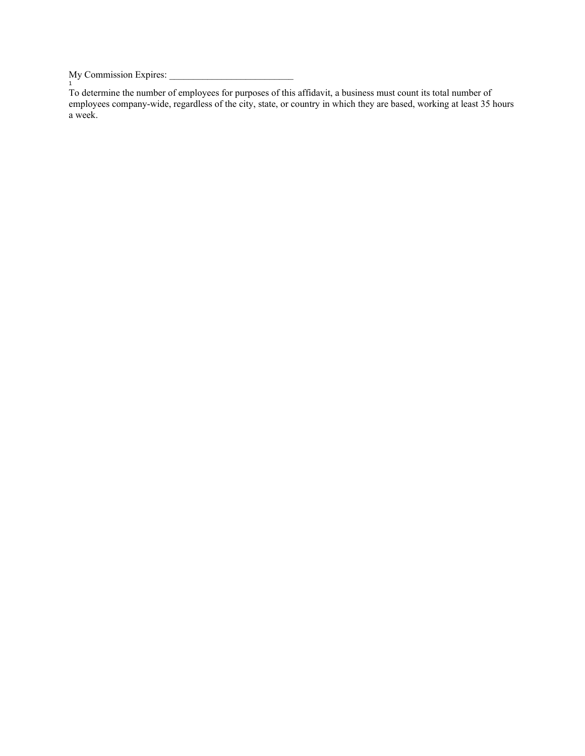My Commission Expires: __________________________

[1] To determine the number of employees for purposes of this affidavit, a business must count its total number of employees company-wide, regardless of the city, state, or country in which they are based, working at least 35 hours a week.